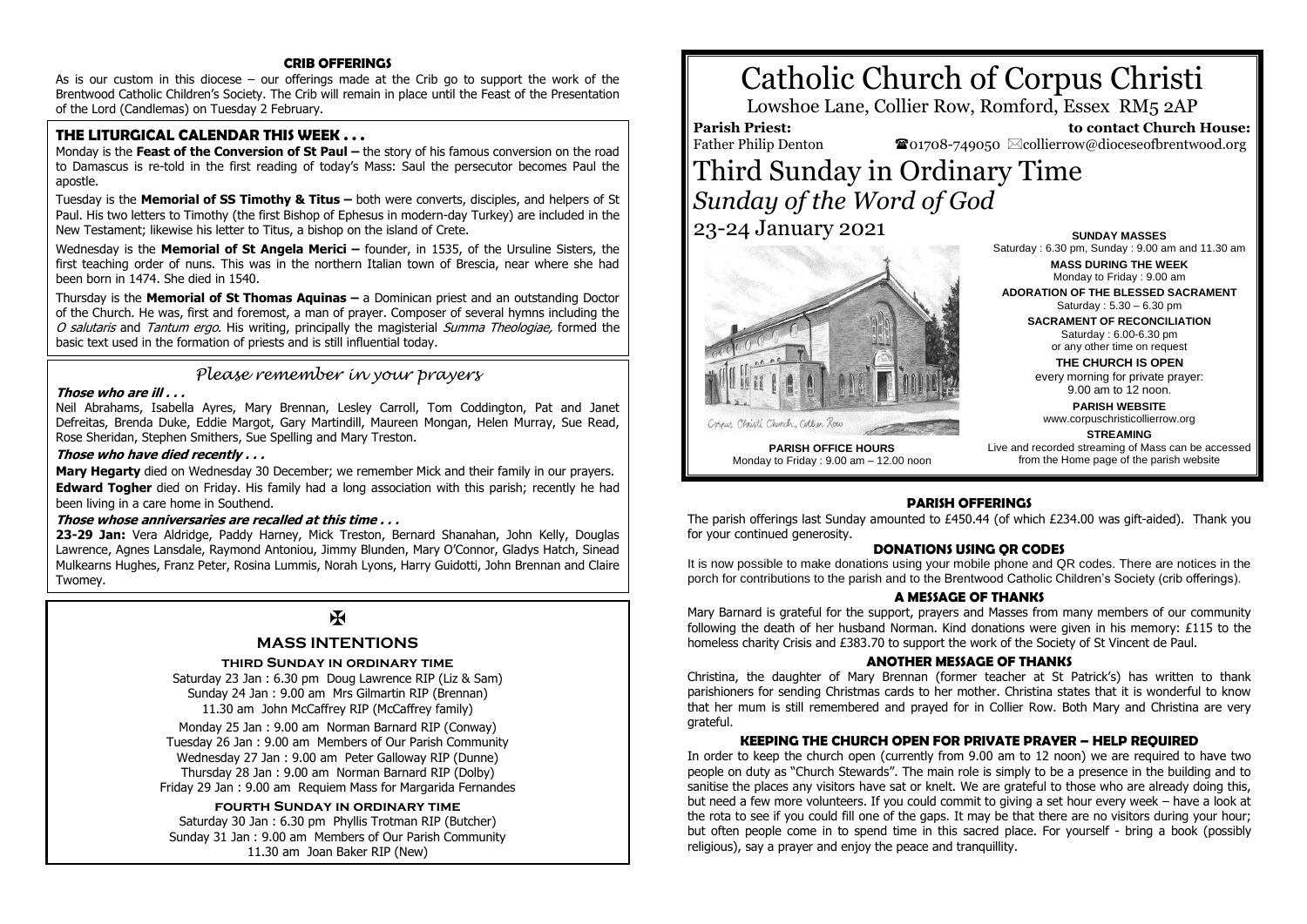# Catholic Church of Corpus Christi

Lowshoe Lane, Collier Row, Romford, Essex RM5 2AP

**Parish Priest:** Father Philip Denton

**to contact Church House:** ☎01708-749050 ✉collierrow@dioceseofbrentwood.org

# Third Sunday in Ordinary Time

## *Sunday of the Word of God*

## 23-24 January 2021

Corpus Christi Church, Collier Row

**PARISH OFFICE HOURS**
Monday to Friday : 9.00 am – 12.00 noon

**SUNDAY MASSES**
Saturday : 6.30 pm, Sunday : 9.00 am and 11.30 am

**MASS DURING THE WEEK**
Monday to Friday : 9.00 am

**ADORATION OF THE BLESSED SACRAMENT**
Saturday : 5.30 – 6.30 pm

**SACRAMENT OF RECONCILIATION**
Saturday : 6.00-6.30 pm
or any other time on request

**THE CHURCH IS OPEN**
every morning for private prayer:
9.00 am to 12 noon.

**PARISH WEBSITE**
www.corpuschristicollierrow.org

**STREAMING**
Live and recorded streaming of Mass can be accessed from the Home page of the parish website

### CRIB OFFERINGS

As is our custom in this diocese – our offerings made at the Crib go to support the work of the Brentwood Catholic Children's Society. The Crib will remain in place until the Feast of the Presentation of the Lord (Candlemas) on Tuesday 2 February.

### THE LITURGICAL CALENDAR THIS WEEK . . .

Monday is the **Feast of the Conversion of St Paul –** the story of his famous conversion on the road to Damascus is re-told in the first reading of today's Mass: Saul the persecutor becomes Paul the apostle.

Tuesday is the **Memorial of SS Timothy & Titus –** both were converts, disciples, and helpers of St Paul. His two letters to Timothy (the first Bishop of Ephesus in modern-day Turkey) are included in the New Testament; likewise his letter to Titus, a bishop on the island of Crete.

Wednesday is the **Memorial of St Angela Merici –** founder, in 1535, of the Ursuline Sisters, the first teaching order of nuns. This was in the northern Italian town of Brescia, near where she had been born in 1474. She died in 1540.

Thursday is the **Memorial of St Thomas Aquinas –** a Dominican priest and an outstanding Doctor of the Church. He was, first and foremost, a man of prayer. Composer of several hymns including the *O salutaris* and *Tantum ergo*. His writing, principally the magisterial *Summa Theologiae,* formed the basic text used in the formation of priests and is still influential today.

### *Please remember in your prayers*

***Those who are ill . . .***

Neil Abrahams, Isabella Ayres, Mary Brennan, Lesley Carroll, Tom Coddington, Pat and Janet Defreitas, Brenda Duke, Eddie Margot, Gary Martindill, Maureen Mongan, Helen Murray, Sue Read, Rose Sheridan, Stephen Smithers, Sue Spelling and Mary Treston.

***Those who have died recently . . .***

**Mary Hegarty** died on Wednesday 30 December; we remember Mick and their family in our prayers.

**Edward Togher** died on Friday. His family had a long association with this parish; recently he had been living in a care home in Southend.

***Those whose anniversaries are recalled at this time . . .***

**23-29 Jan:** Vera Aldridge, Paddy Harney, Mick Treston, Bernard Shanahan, John Kelly, Douglas Lawrence, Agnes Lansdale, Raymond Antoniou, Jimmy Blunden, Mary O'Connor, Gladys Hatch, Sinead Mulkearns Hughes, Franz Peter, Rosina Lummis, Norah Lyons, Harry Guidotti, John Brennan and Claire Twomey.

✠

### MASS INTENTIONS

**THIRD SUNDAY IN ORDINARY TIME**

Saturday 23 Jan : 6.30 pm Doug Lawrence RIP (Liz & Sam)
Sunday 24 Jan : 9.00 am Mrs Gilmartin RIP (Brennan)
11.30 am John McCaffrey RIP (McCaffrey family)

Monday 25 Jan : 9.00 am Norman Barnard RIP (Conway)
Tuesday 26 Jan : 9.00 am Members of Our Parish Community
Wednesday 27 Jan : 9.00 am Peter Galloway RIP (Dunne)
Thursday 28 Jan : 9.00 am Norman Barnard RIP (Dolby)
Friday 29 Jan : 9.00 am Requiem Mass for Margarida Fernandes

**FOURTH SUNDAY IN ORDINARY TIME**

Saturday 30 Jan : 6.30 pm Phyllis Trotman RIP (Butcher)
Sunday 31 Jan : 9.00 am Members of Our Parish Community
11.30 am Joan Baker RIP (New)

### PARISH OFFERINGS

The parish offerings last Sunday amounted to £450.44 (of which £234.00 was gift-aided). Thank you for your continued generosity.

### DONATIONS USING QR CODES

It is now possible to make donations using your mobile phone and QR codes. There are notices in the porch for contributions to the parish and to the Brentwood Catholic Children's Society (crib offerings).

### A MESSAGE OF THANKS

Mary Barnard is grateful for the support, prayers and Masses from many members of our community following the death of her husband Norman. Kind donations were given in his memory: £115 to the homeless charity Crisis and £383.70 to support the work of the Society of St Vincent de Paul.

### ANOTHER MESSAGE OF THANKS

Christina, the daughter of Mary Brennan (former teacher at St Patrick's) has written to thank parishioners for sending Christmas cards to her mother. Christina states that it is wonderful to know that her mum is still remembered and prayed for in Collier Row. Both Mary and Christina are very grateful.

### KEEPING THE CHURCH OPEN FOR PRIVATE PRAYER – HELP REQUIRED

In order to keep the church open (currently from 9.00 am to 12 noon) we are required to have two people on duty as "Church Stewards". The main role is simply to be a presence in the building and to sanitise the places any visitors have sat or knelt. We are grateful to those who are already doing this, but need a few more volunteers. If you could commit to giving a set hour every week – have a look at the rota to see if you could fill one of the gaps. It may be that there are no visitors during your hour; but often people come in to spend time in this sacred place. For yourself - bring a book (possibly religious), say a prayer and enjoy the peace and tranquillity.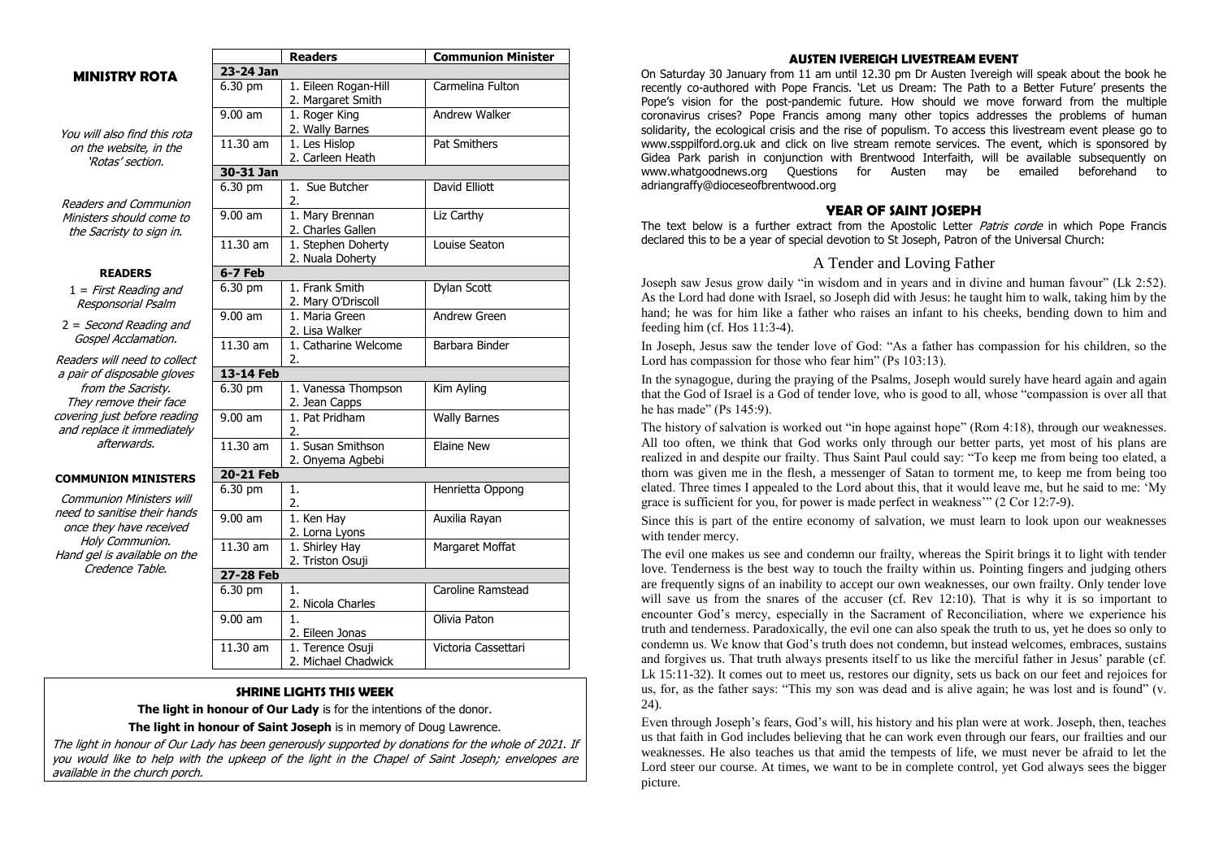## MINISTRY ROTA

*You will also find this rota on the website, in the 'Rotas' section.*

*Readers and Communion Ministers should come to the Sacristy to sign in.*

**READERS**

1 = *First Reading and Responsorial Psalm*

2 = *Second Reading and Gospel Acclamation.*

*Readers will need to collect a pair of disposable gloves from the Sacristy. They remove their face covering just before reading and replace it immediately afterwards.*

**COMMUNION MINISTERS**

*Communion Ministers will need to sanitise their hands once they have received Holy Communion. Hand gel is available on the Credence Table.*

| | Readers | Communion Minister |
|---|---|---|
| **23-24 Jan** | | |
| 6.30 pm | 1. Eileen Rogan-Hill<br>2. Margaret Smith | Carmelina Fulton |
| 9.00 am | 1. Roger King<br>2. Wally Barnes | Andrew Walker |
| 11.30 am | 1. Les Hislop<br>2. Carleen Heath | Pat Smithers |
| **30-31 Jan** | | |
| 6.30 pm | 1. Sue Butcher<br>2. | David Elliott |
| 9.00 am | 1. Mary Brennan<br>2. Charles Gallen | Liz Carthy |
| 11.30 am | 1. Stephen Doherty<br>2. Nuala Doherty | Louise Seaton |
| **6-7 Feb** | | |
| 6.30 pm | 1. Frank Smith<br>2. Mary O'Driscoll | Dylan Scott |
| 9.00 am | 1. Maria Green<br>2. Lisa Walker | Andrew Green |
| 11.30 am | 1. Catharine Welcome<br>2. | Barbara Binder |
| **13-14 Feb** | | |
| 6.30 pm | 1. Vanessa Thompson<br>2. Jean Capps | Kim Ayling |
| 9.00 am | 1. Pat Pridham<br>2. | Wally Barnes |
| 11.30 am | 1. Susan Smithson<br>2. Onyema Agbebi | Elaine New |
| **20-21 Feb** | | |
| 6.30 pm | 1.<br>2. | Henrietta Oppong |
| 9.00 am | 1. Ken Hay<br>2. Lorna Lyons | Auxilia Rayan |
| 11.30 am | 1. Shirley Hay<br>2. Triston Osuji | Margaret Moffat |
| **27-28 Feb** | | |
| 6.30 pm | 1.<br>2. Nicola Charles | Caroline Ramstead |
| 9.00 am | 1.<br>2. Eileen Jonas | Olivia Paton |
| 11.30 am | 1. Terence Osuji<br>2. Michael Chadwick | Victoria Cassettari |

### SHRINE LIGHTS THIS WEEK

**The light in honour of Our Lady** is for the intentions of the donor.

**The light in honour of Saint Joseph** is in memory of Doug Lawrence.

*The light in honour of Our Lady has been generously supported by donations for the whole of 2021. If you would like to help with the upkeep of the light in the Chapel of Saint Joseph; envelopes are available in the church porch.*

### AUSTEN IVEREIGH LIVESTREAM EVENT

On Saturday 30 January from 11 am until 12.30 pm Dr Austen Ivereigh will speak about the book he recently co-authored with Pope Francis. 'Let us Dream: The Path to a Better Future' presents the Pope's vision for the post-pandemic future. How should we move forward from the multiple coronavirus crises? Pope Francis among many other topics addresses the problems of human solidarity, the ecological crisis and the rise of populism. To access this livestream event please go to www.ssppilford.org.uk and click on live stream remote services. The event, which is sponsored by Gidea Park parish in conjunction with Brentwood Interfaith, will be available subsequently on www.whatgoodnews.org Questions for Austen may be emailed beforehand to adriangraffy@dioceseofbrentwood.org

### YEAR OF SAINT JOSEPH

The text below is a further extract from the Apostolic Letter *Patris corde* in which Pope Francis declared this to be a year of special devotion to St Joseph, Patron of the Universal Church:

#### A Tender and Loving Father

Joseph saw Jesus grow daily "in wisdom and in years and in divine and human favour" (Lk 2:52). As the Lord had done with Israel, so Joseph did with Jesus: he taught him to walk, taking him by the hand; he was for him like a father who raises an infant to his cheeks, bending down to him and feeding him (cf. Hos 11:3-4).

In Joseph, Jesus saw the tender love of God: "As a father has compassion for his children, so the Lord has compassion for those who fear him" (Ps 103:13).

In the synagogue, during the praying of the Psalms, Joseph would surely have heard again and again that the God of Israel is a God of tender love, who is good to all, whose "compassion is over all that he has made" (Ps 145:9).

The history of salvation is worked out "in hope against hope" (Rom 4:18), through our weaknesses. All too often, we think that God works only through our better parts, yet most of his plans are realized in and despite our frailty. Thus Saint Paul could say: "To keep me from being too elated, a thorn was given me in the flesh, a messenger of Satan to torment me, to keep me from being too elated. Three times I appealed to the Lord about this, that it would leave me, but he said to me: 'My grace is sufficient for you, for power is made perfect in weakness'" (2 Cor 12:7-9).

Since this is part of the entire economy of salvation, we must learn to look upon our weaknesses with tender mercy.

The evil one makes us see and condemn our frailty, whereas the Spirit brings it to light with tender love. Tenderness is the best way to touch the frailty within us. Pointing fingers and judging others are frequently signs of an inability to accept our own weaknesses, our own frailty. Only tender love will save us from the snares of the accuser (cf. Rev 12:10). That is why it is so important to encounter God's mercy, especially in the Sacrament of Reconciliation, where we experience his truth and tenderness. Paradoxically, the evil one can also speak the truth to us, yet he does so only to condemn us. We know that God's truth does not condemn, but instead welcomes, embraces, sustains and forgives us. That truth always presents itself to us like the merciful father in Jesus' parable (cf. Lk 15:11-32). It comes out to meet us, restores our dignity, sets us back on our feet and rejoices for us, for, as the father says: "This my son was dead and is alive again; he was lost and is found" (v. 24).

Even through Joseph's fears, God's will, his history and his plan were at work. Joseph, then, teaches us that faith in God includes believing that he can work even through our fears, our frailties and our weaknesses. He also teaches us that amid the tempests of life, we must never be afraid to let the Lord steer our course. At times, we want to be in complete control, yet God always sees the bigger picture.